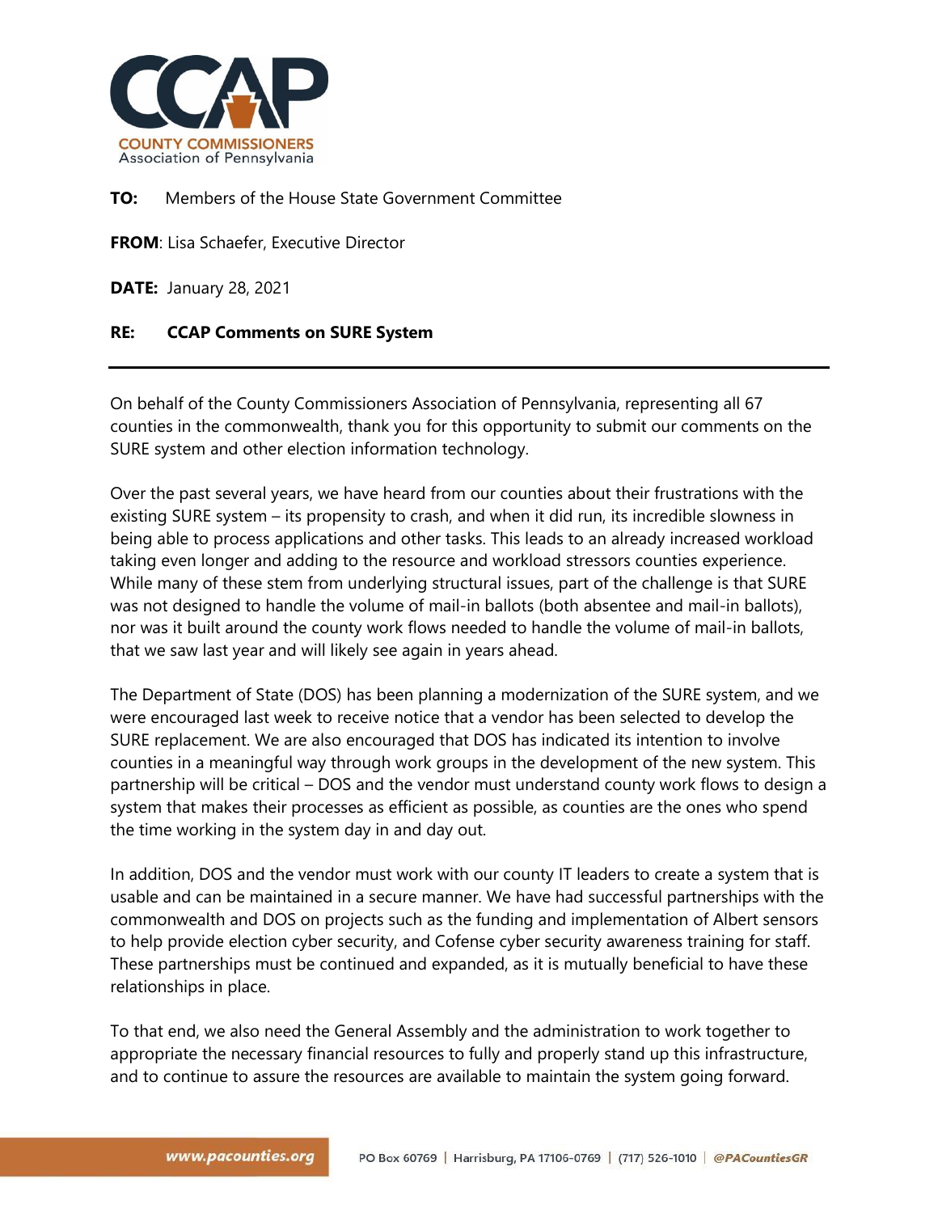**CCAP**
COUNTY COMMISSIONERS
Association of Pennsylvania

**TO:** Members of the House State Government Committee

**FROM**: Lisa Schaefer, Executive Director

**DATE:** January 28, 2021

**RE: CCAP Comments on SURE System**

---

On behalf of the County Commissioners Association of Pennsylvania, representing all 67 counties in the commonwealth, thank you for this opportunity to submit our comments on the SURE system and other election information technology.

Over the past several years, we have heard from our counties about their frustrations with the existing SURE system – its propensity to crash, and when it did run, its incredible slowness in being able to process applications and other tasks. This leads to an already increased workload taking even longer and adding to the resource and workload stressors counties experience. While many of these stem from underlying structural issues, part of the challenge is that SURE was not designed to handle the volume of mail-in ballots (both absentee and mail-in ballots), nor was it built around the county work flows needed to handle the volume of mail-in ballots, that we saw last year and will likely see again in years ahead.

The Department of State (DOS) has been planning a modernization of the SURE system, and we were encouraged last week to receive notice that a vendor has been selected to develop the SURE replacement. We are also encouraged that DOS has indicated its intention to involve counties in a meaningful way through work groups in the development of the new system. This partnership will be critical – DOS and the vendor must understand county work flows to design a system that makes their processes as efficient as possible, as counties are the ones who spend the time working in the system day in and day out.

In addition, DOS and the vendor must work with our county IT leaders to create a system that is usable and can be maintained in a secure manner. We have had successful partnerships with the commonwealth and DOS on projects such as the funding and implementation of Albert sensors to help provide election cyber security, and Cofense cyber security awareness training for staff. These partnerships must be continued and expanded, as it is mutually beneficial to have these relationships in place.

To that end, we also need the General Assembly and the administration to work together to appropriate the necessary financial resources to fully and properly stand up this infrastructure, and to continue to assure the resources are available to maintain the system going forward.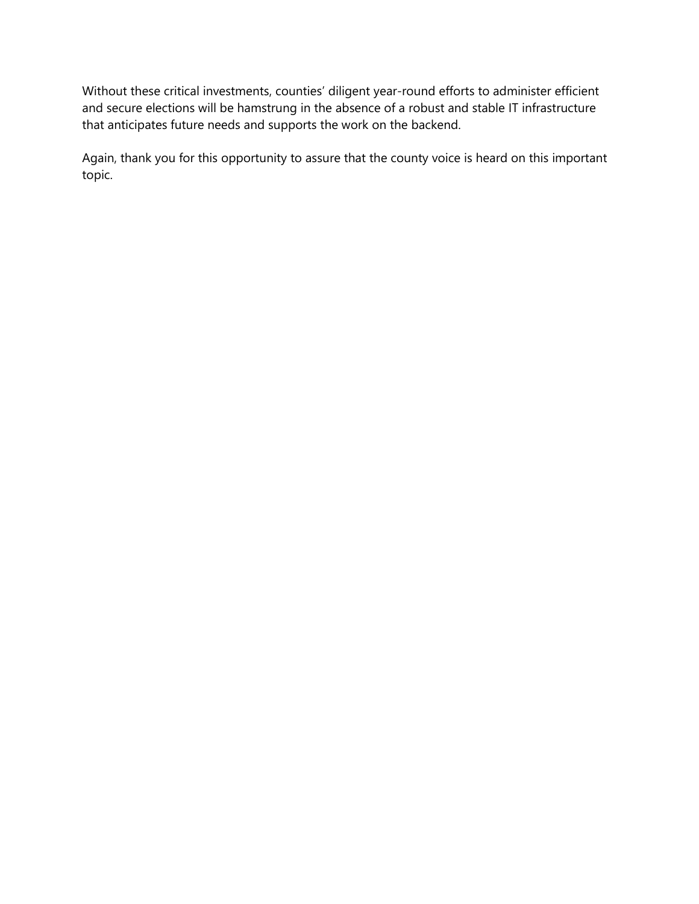Without these critical investments, counties' diligent year-round efforts to administer efficient and secure elections will be hamstrung in the absence of a robust and stable IT infrastructure that anticipates future needs and supports the work on the backend.

Again, thank you for this opportunity to assure that the county voice is heard on this important topic.